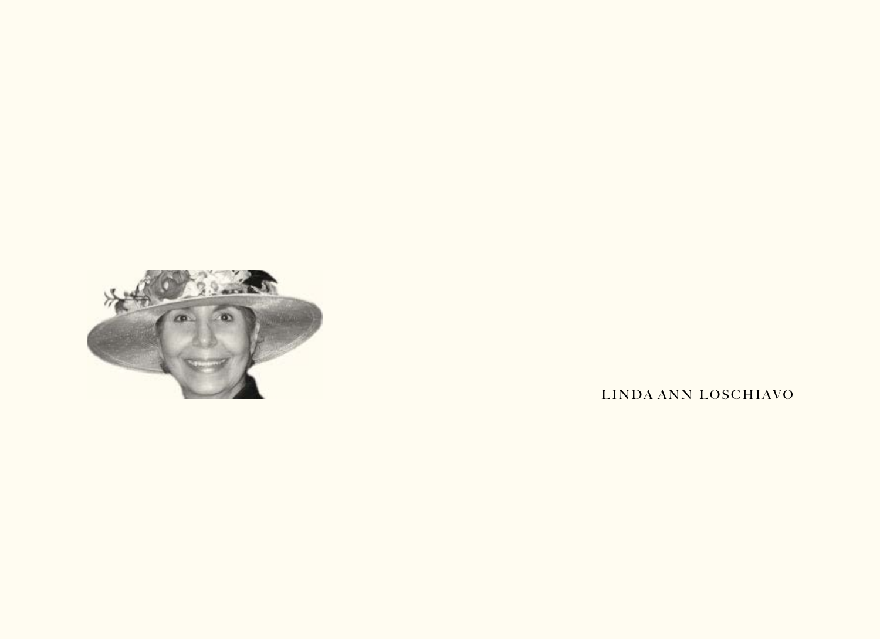LINDA ANN LOSCHIAVO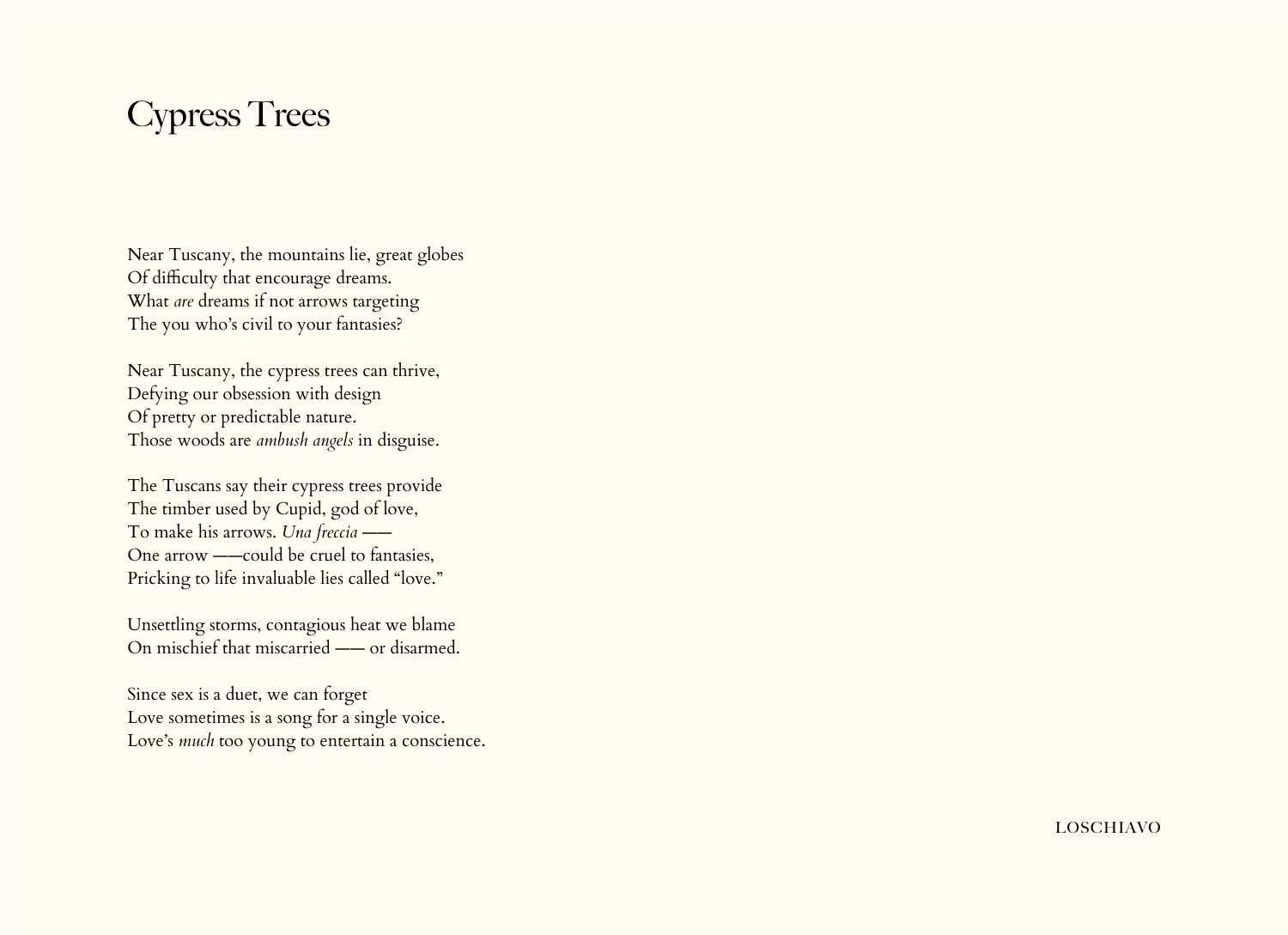# Cypress Trees

Near Tuscany, the mountains lie, great globes
Of difficulty that encourage dreams.
What *are* dreams if not arrows targeting
The you who's civil to your fantasies?

Near Tuscany, the cypress trees can thrive,
Defying our obsession with design
Of pretty or predictable nature.
Those woods are *ambush angels* in disguise.

The Tuscans say their cypress trees provide
The timber used by Cupid, god of love,
To make his arrows. *Una freccia* ——
One arrow ——could be cruel to fantasies,
Pricking to life invaluable lies called "love."

Unsettling storms, contagious heat we blame
On mischief that miscarried —— or disarmed.

Since sex is a duet, we can forget
Love sometimes is a song for a single voice.
Love's *much* too young to entertain a conscience.

LOSCHIAVO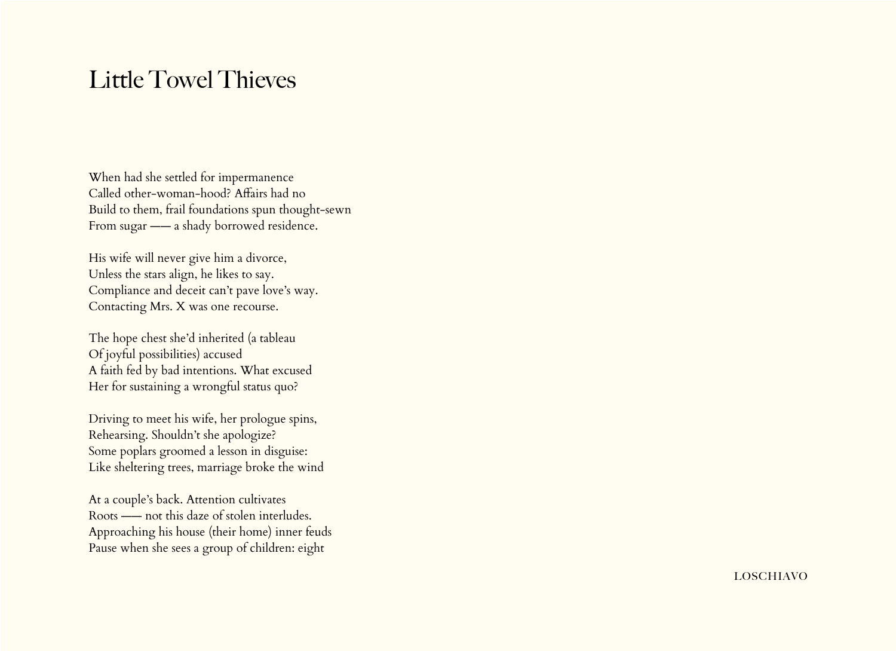# Little Towel Thieves

When had she settled for impermanence
Called other-woman-hood? Affairs had no
Build to them, frail foundations spun thought-sewn
From sugar —— a shady borrowed residence.

His wife will never give him a divorce,
Unless the stars align, he likes to say.
Compliance and deceit can't pave love's way.
Contacting Mrs. X was one recourse.

The hope chest she'd inherited (a tableau
Of joyful possibilities) accused
A faith fed by bad intentions. What excused
Her for sustaining a wrongful status quo?

Driving to meet his wife, her prologue spins,
Rehearsing. Shouldn't she apologize?
Some poplars groomed a lesson in disguise:
Like sheltering trees, marriage broke the wind

At a couple's back. Attention cultivates
Roots —— not this daze of stolen interludes.
Approaching his house (their home) inner feuds
Pause when she sees a group of children: eight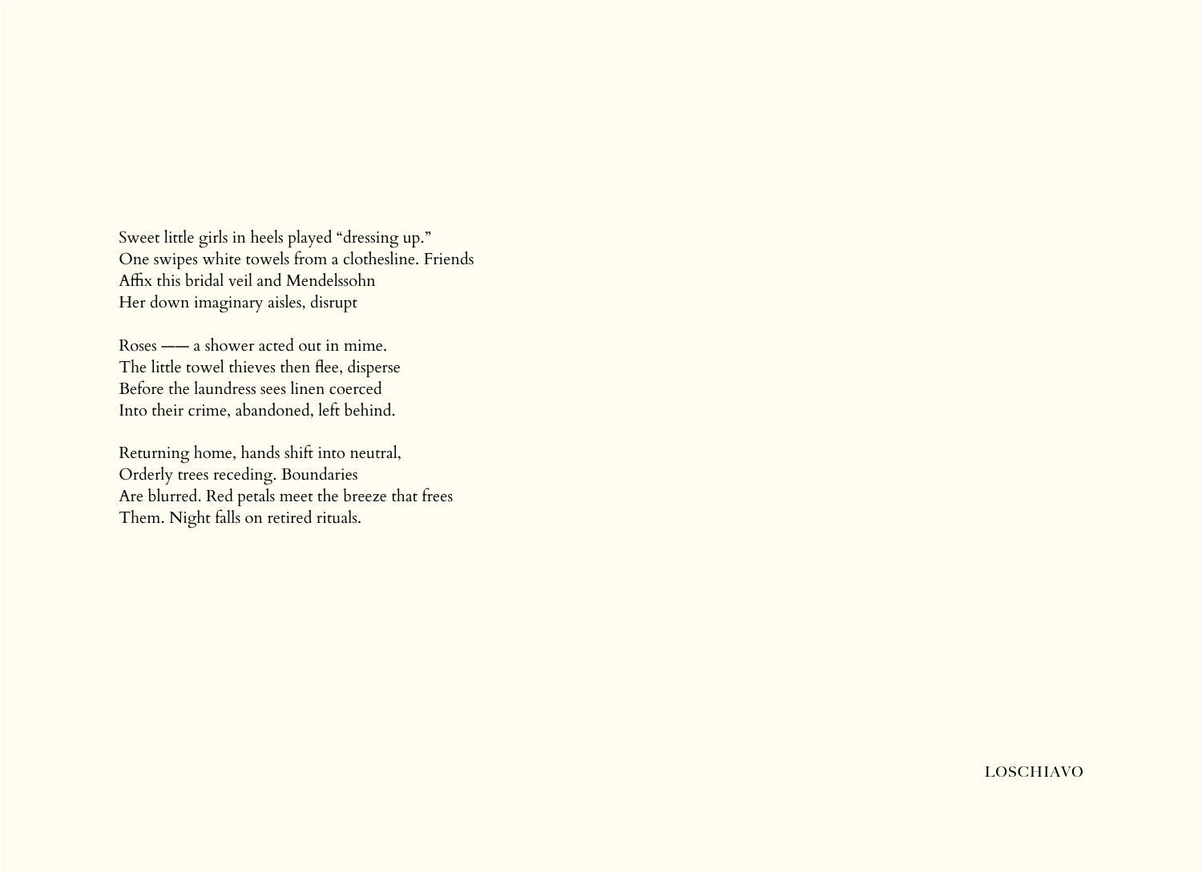Sweet little girls in heels played “dressing up.”
One swipes white towels from a clothesline. Friends
Affix this bridal veil and Mendelssohn
Her down imaginary aisles, disrupt

Roses —— a shower acted out in mime.
The little towel thieves then flee, disperse
Before the laundress sees linen coerced
Into their crime, abandoned, left behind.

Returning home, hands shift into neutral,
Orderly trees receding. Boundaries
Are blurred. Red petals meet the breeze that frees
Them. Night falls on retired rituals.